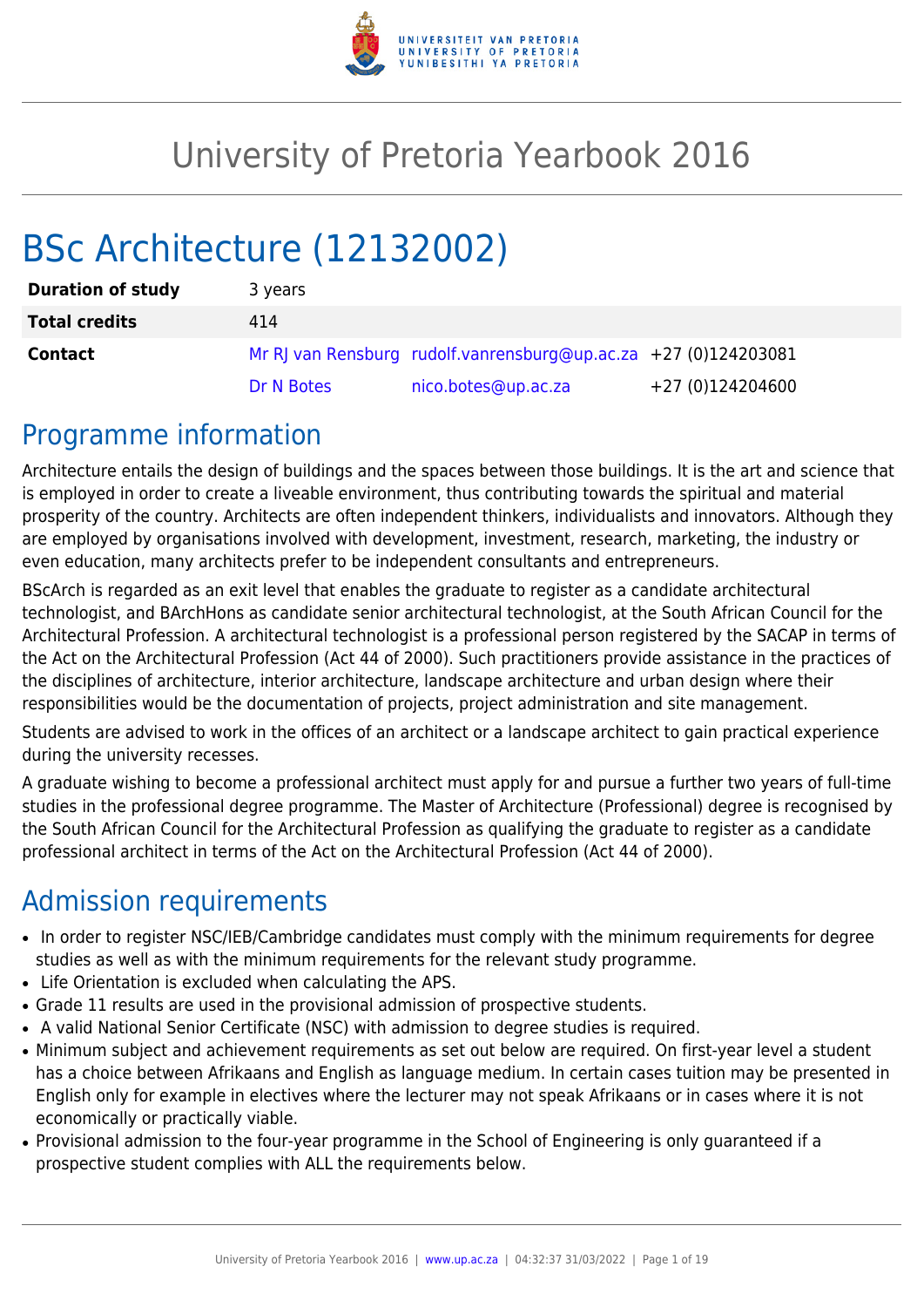# University of Pretoria Yearbook 2016

# BSc Architecture (12132002)

| | | | |
|---|---|---|---|
| **Duration of study** | 3 years | | |
| **Total credits** | 414 | | |
| **Contact** | Mr RJ van Rensburg | rudolf.vanrensburg@up.ac.za | +27 (0)124203081 |
| | Dr N Botes | nico.botes@up.ac.za | +27 (0)124204600 |

## Programme information

Architecture entails the design of buildings and the spaces between those buildings. It is the art and science that is employed in order to create a liveable environment, thus contributing towards the spiritual and material prosperity of the country. Architects are often independent thinkers, individualists and innovators. Although they are employed by organisations involved with development, investment, research, marketing, the industry or even education, many architects prefer to be independent consultants and entrepreneurs.

BScArch is regarded as an exit level that enables the graduate to register as a candidate architectural technologist, and BArchHons as candidate senior architectural technologist, at the South African Council for the Architectural Profession. A architectural technologist is a professional person registered by the SACAP in terms of the Act on the Architectural Profession (Act 44 of 2000). Such practitioners provide assistance in the practices of the disciplines of architecture, interior architecture, landscape architecture and urban design where their responsibilities would be the documentation of projects, project administration and site management.

Students are advised to work in the offices of an architect or a landscape architect to gain practical experience during the university recesses.

A graduate wishing to become a professional architect must apply for and pursue a further two years of full-time studies in the professional degree programme. The Master of Architecture (Professional) degree is recognised by the South African Council for the Architectural Profession as qualifying the graduate to register as a candidate professional architect in terms of the Act on the Architectural Profession (Act 44 of 2000).

## Admission requirements

- In order to register NSC/IEB/Cambridge candidates must comply with the minimum requirements for degree studies as well as with the minimum requirements for the relevant study programme.
- Life Orientation is excluded when calculating the APS.
- Grade 11 results are used in the provisional admission of prospective students.
- A valid National Senior Certificate (NSC) with admission to degree studies is required.
- Minimum subject and achievement requirements as set out below are required. On first-year level a student has a choice between Afrikaans and English as language medium. In certain cases tuition may be presented in English only for example in electives where the lecturer may not speak Afrikaans or in cases where it is not economically or practically viable.
- Provisional admission to the four-year programme in the School of Engineering is only guaranteed if a prospective student complies with ALL the requirements below.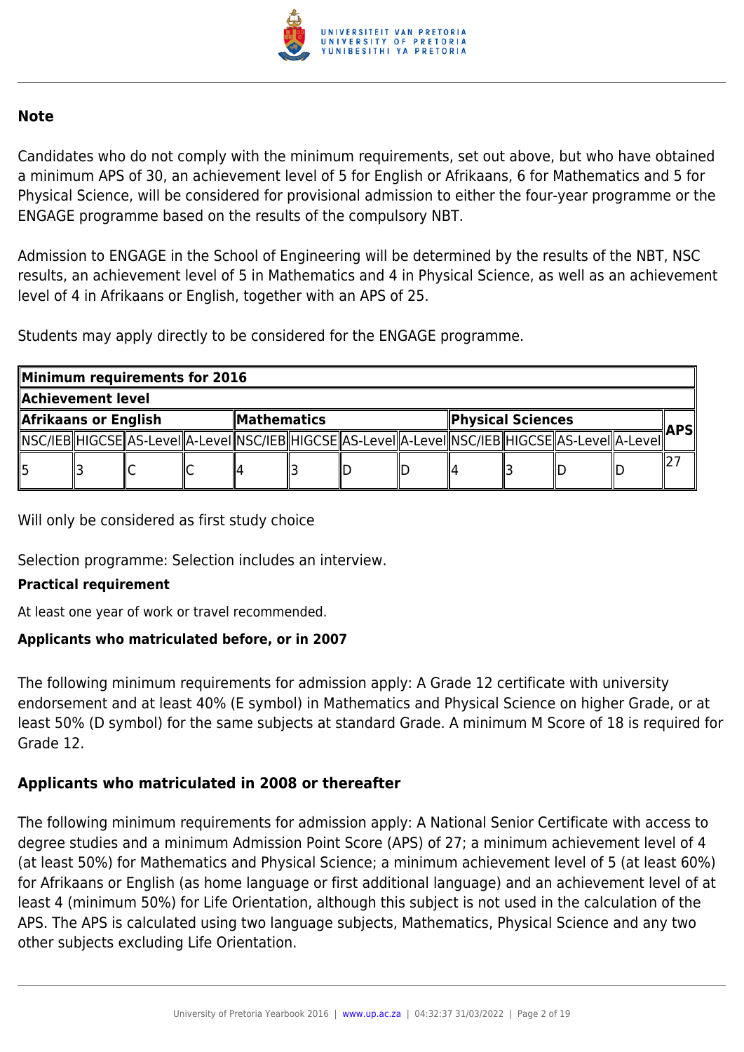**Note**

Candidates who do not comply with the minimum requirements, set out above, but who have obtained a minimum APS of 30, an achievement level of 5 for English or Afrikaans, 6 for Mathematics and 5 for Physical Science, will be considered for provisional admission to either the four-year programme or the ENGAGE programme based on the results of the compulsory NBT.

Admission to ENGAGE in the School of Engineering will be determined by the results of the NBT, NSC results, an achievement level of 5 in Mathematics and 4 in Physical Science, as well as an achievement level of 4 in Afrikaans or English, together with an APS of 25.

Students may apply directly to be considered for the ENGAGE programme.

| Minimum requirements for 2016 | | | | | | | | | | | | |
|---|---|---|---|---|---|---|---|---|---|---|---|---|
| Achievement level | | | | | | | | | | | | |
| Afrikaans or English | | | | Mathematics | | | | Physical Sciences | | | | APS |
| NSC/IEB | HIGCSE | AS-Level | A-Level | NSC/IEB | HIGCSE | AS-Level | A-Level | NSC/IEB | HIGCSE | AS-Level | A-Level | |
| 5 | 3 | C | C | 4 | 3 | D | D | 4 | 3 | D | D | 27 |

Will only be considered as first study choice

Selection programme: Selection includes an interview.

**Practical requirement**

At least one year of work or travel recommended.

**Applicants who matriculated before, or in 2007**

The following minimum requirements for admission apply: A Grade 12 certificate with university endorsement and at least 40% (E symbol) in Mathematics and Physical Science on higher Grade, or at least 50% (D symbol) for the same subjects at standard Grade. A minimum M Score of 18 is required for Grade 12.

**Applicants who matriculated in 2008 or thereafter**

The following minimum requirements for admission apply: A National Senior Certificate with access to degree studies and a minimum Admission Point Score (APS) of 27; a minimum achievement level of 4 (at least 50%) for Mathematics and Physical Science; a minimum achievement level of 5 (at least 60%) for Afrikaans or English (as home language or first additional language) and an achievement level of at least 4 (minimum 50%) for Life Orientation, although this subject is not used in the calculation of the APS. The APS is calculated using two language subjects, Mathematics, Physical Science and any two other subjects excluding Life Orientation.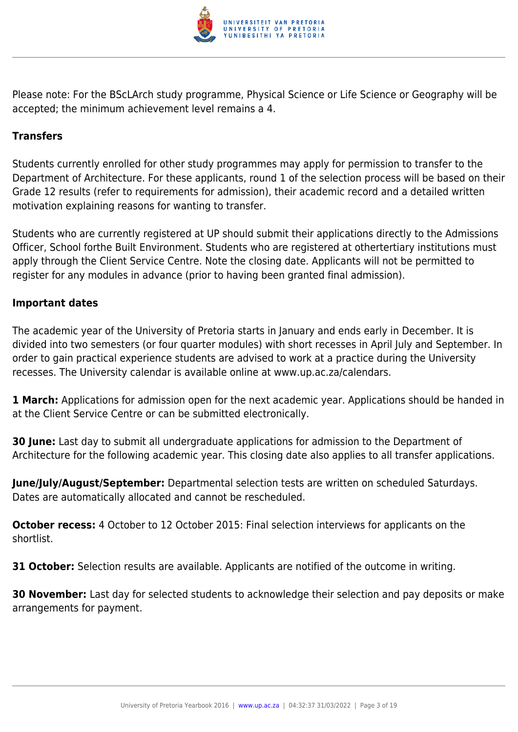Please note: For the BScLArch study programme, Physical Science or Life Science or Geography will be accepted; the minimum achievement level remains a 4.

**Transfers**

Students currently enrolled for other study programmes may apply for permission to transfer to the Department of Architecture. For these applicants, round 1 of the selection process will be based on their Grade 12 results (refer to requirements for admission), their academic record and a detailed written motivation explaining reasons for wanting to transfer.

Students who are currently registered at UP should submit their applications directly to the Admissions Officer, School forthe Built Environment. Students who are registered at othertertiary institutions must apply through the Client Service Centre. Note the closing date. Applicants will not be permitted to register for any modules in advance (prior to having been granted final admission).

**Important dates**

The academic year of the University of Pretoria starts in January and ends early in December. It is divided into two semesters (or four quarter modules) with short recesses in April July and September. In order to gain practical experience students are advised to work at a practice during the University recesses. The University calendar is available online at www.up.ac.za/calendars.

**1 March:** Applications for admission open for the next academic year. Applications should be handed in at the Client Service Centre or can be submitted electronically.

**30 June:** Last day to submit all undergraduate applications for admission to the Department of Architecture for the following academic year. This closing date also applies to all transfer applications.

**June/July/August/September:** Departmental selection tests are written on scheduled Saturdays. Dates are automatically allocated and cannot be rescheduled.

**October recess:** 4 October to 12 October 2015: Final selection interviews for applicants on the shortlist.

**31 October:** Selection results are available. Applicants are notified of the outcome in writing.

**30 November:** Last day for selected students to acknowledge their selection and pay deposits or make arrangements for payment.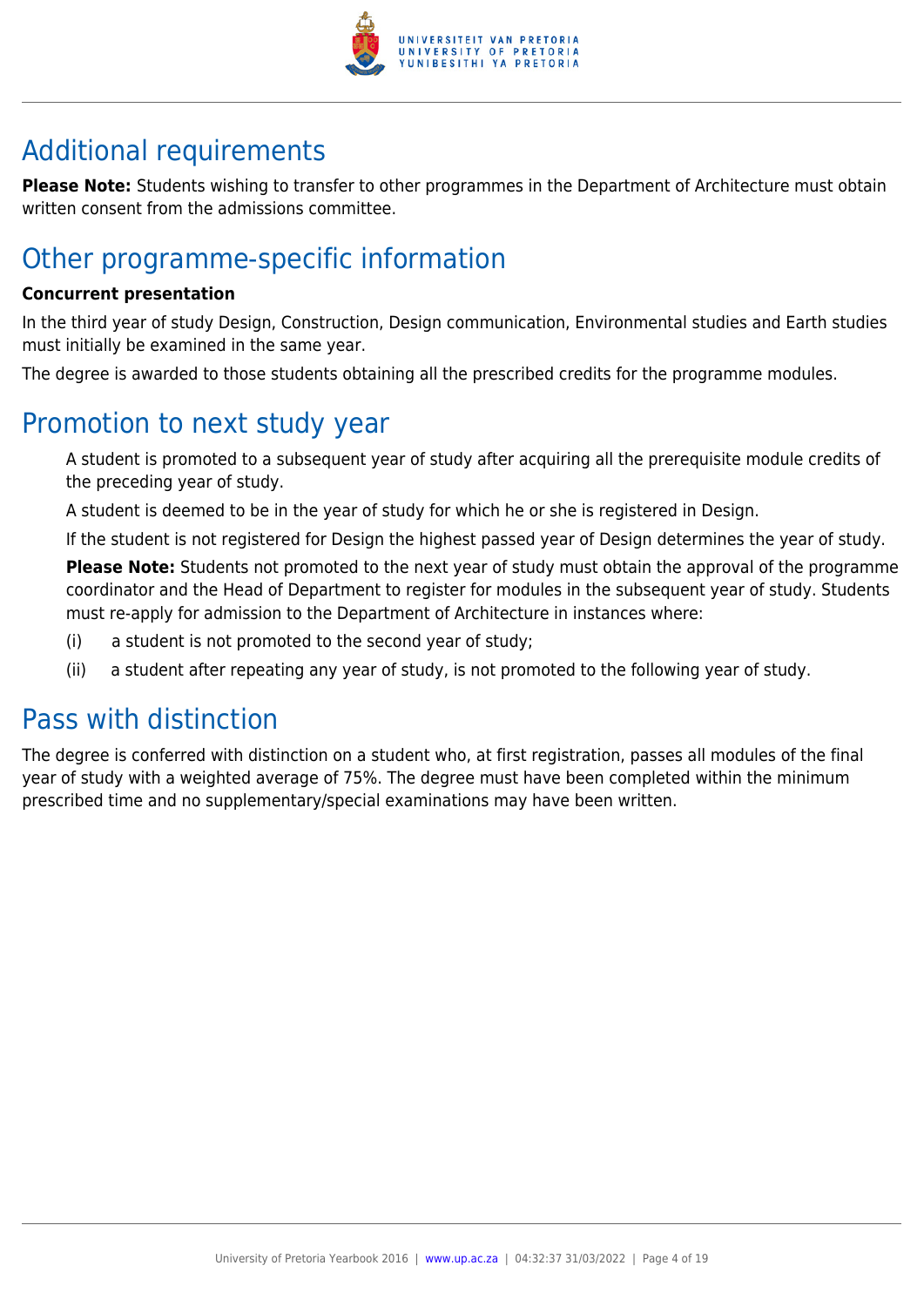## Additional requirements

**Please Note:** Students wishing to transfer to other programmes in the Department of Architecture must obtain written consent from the admissions committee.

## Other programme-specific information

**Concurrent presentation**

In the third year of study Design, Construction, Design communication, Environmental studies and Earth studies must initially be examined in the same year.

The degree is awarded to those students obtaining all the prescribed credits for the programme modules.

## Promotion to next study year

A student is promoted to a subsequent year of study after acquiring all the prerequisite module credits of the preceding year of study.

A student is deemed to be in the year of study for which he or she is registered in Design.

If the student is not registered for Design the highest passed year of Design determines the year of study.

**Please Note:** Students not promoted to the next year of study must obtain the approval of the programme coordinator and the Head of Department to register for modules in the subsequent year of study. Students must re-apply for admission to the Department of Architecture in instances where:

(i) a student is not promoted to the second year of study;

(ii) a student after repeating any year of study, is not promoted to the following year of study.

## Pass with distinction

The degree is conferred with distinction on a student who, at first registration, passes all modules of the final year of study with a weighted average of 75%. The degree must have been completed within the minimum prescribed time and no supplementary/special examinations may have been written.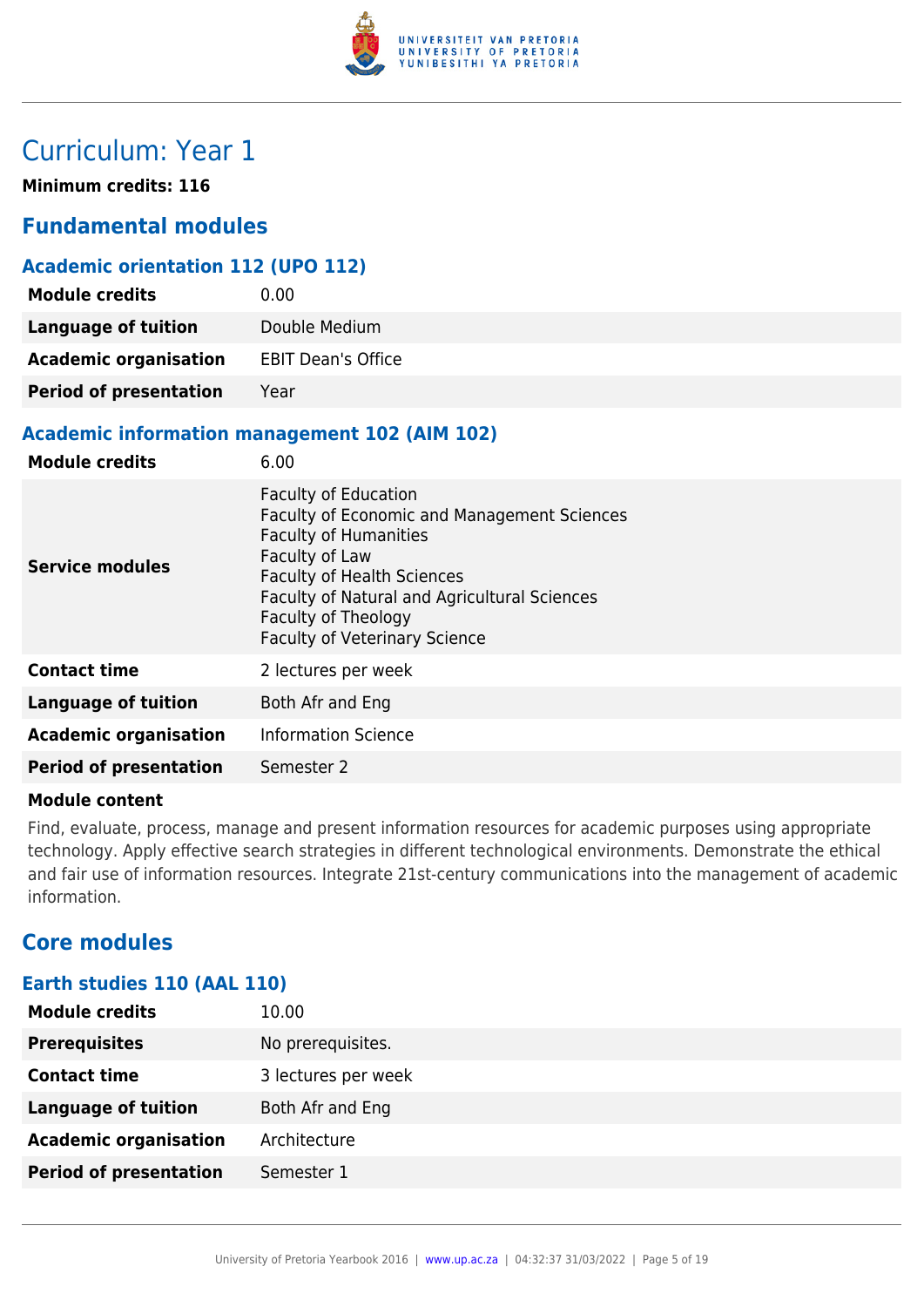# Curriculum: Year 1

**Minimum credits: 116**

## Fundamental modules

### Academic orientation 112 (UPO 112)

| | |
|---|---|
| **Module credits** | 0.00 |
| **Language of tuition** | Double Medium |
| **Academic organisation** | EBIT Dean's Office |
| **Period of presentation** | Year |

### Academic information management 102 (AIM 102)

| | |
|---|---|
| **Module credits** | 6.00 |
| **Service modules** | Faculty of Education<br>Faculty of Economic and Management Sciences<br>Faculty of Humanities<br>Faculty of Law<br>Faculty of Health Sciences<br>Faculty of Natural and Agricultural Sciences<br>Faculty of Theology<br>Faculty of Veterinary Science |
| **Contact time** | 2 lectures per week |
| **Language of tuition** | Both Afr and Eng |
| **Academic organisation** | Information Science |
| **Period of presentation** | Semester 2 |

**Module content**

Find, evaluate, process, manage and present information resources for academic purposes using appropriate technology. Apply effective search strategies in different technological environments. Demonstrate the ethical and fair use of information resources. Integrate 21st-century communications into the management of academic information.

## Core modules

### Earth studies 110 (AAL 110)

| | |
|---|---|
| **Module credits** | 10.00 |
| **Prerequisites** | No prerequisites. |
| **Contact time** | 3 lectures per week |
| **Language of tuition** | Both Afr and Eng |
| **Academic organisation** | Architecture |
| **Period of presentation** | Semester 1 |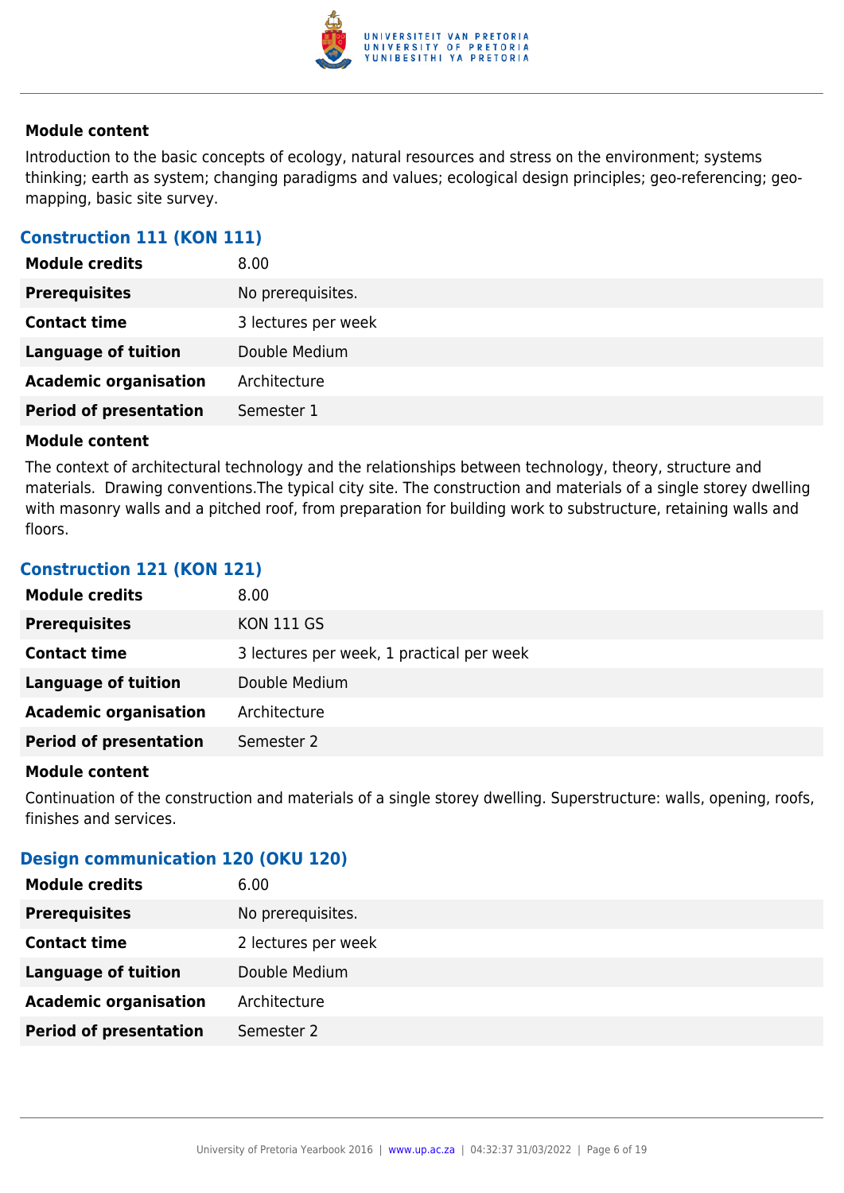#### Module content

Introduction to the basic concepts of ecology, natural resources and stress on the environment; systems thinking; earth as system; changing paradigms and values; ecological design principles; geo-referencing; geo-mapping, basic site survey.

### Construction 111 (KON 111)

| | |
|---|---|
| **Module credits** | 8.00 |
| **Prerequisites** | No prerequisites. |
| **Contact time** | 3 lectures per week |
| **Language of tuition** | Double Medium |
| **Academic organisation** | Architecture |
| **Period of presentation** | Semester 1 |

#### Module content

The context of architectural technology and the relationships between technology, theory, structure and materials.  Drawing conventions.The typical city site. The construction and materials of a single storey dwelling with masonry walls and a pitched roof, from preparation for building work to substructure, retaining walls and floors.

### Construction 121 (KON 121)

| | |
|---|---|
| **Module credits** | 8.00 |
| **Prerequisites** | KON 111 GS |
| **Contact time** | 3 lectures per week, 1 practical per week |
| **Language of tuition** | Double Medium |
| **Academic organisation** | Architecture |
| **Period of presentation** | Semester 2 |

#### Module content

Continuation of the construction and materials of a single storey dwelling. Superstructure: walls, opening, roofs, finishes and services.

### Design communication 120 (OKU 120)

| | |
|---|---|
| **Module credits** | 6.00 |
| **Prerequisites** | No prerequisites. |
| **Contact time** | 2 lectures per week |
| **Language of tuition** | Double Medium |
| **Academic organisation** | Architecture |
| **Period of presentation** | Semester 2 |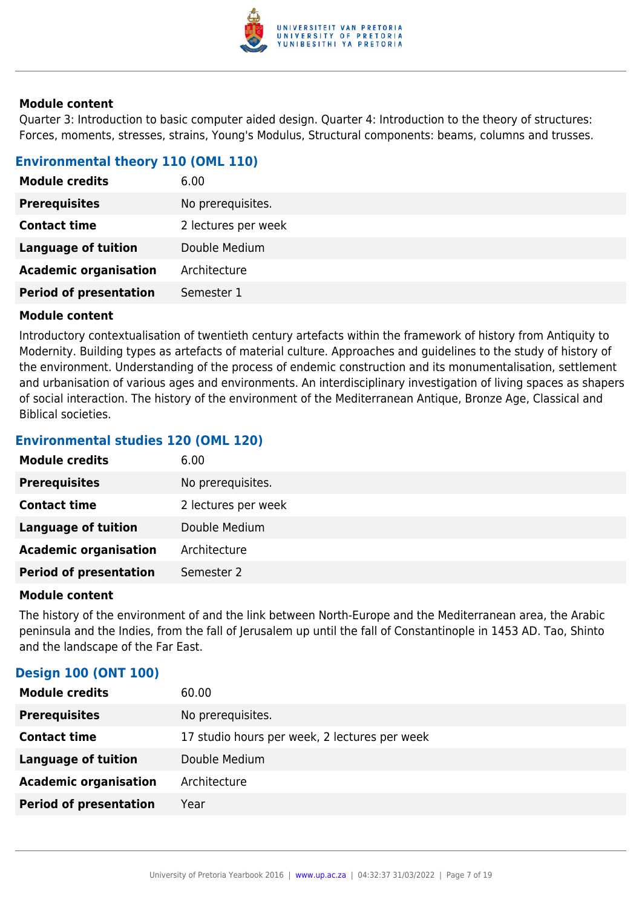#### Module content

Quarter 3: Introduction to basic computer aided design. Quarter 4: Introduction to the theory of structures: Forces, moments, stresses, strains, Young's Modulus, Structural components: beams, columns and trusses.

### Environmental theory 110 (OML 110)

| | |
|---|---|
| **Module credits** | 6.00 |
| **Prerequisites** | No prerequisites. |
| **Contact time** | 2 lectures per week |
| **Language of tuition** | Double Medium |
| **Academic organisation** | Architecture |
| **Period of presentation** | Semester 1 |

#### Module content

Introductory contextualisation of twentieth century artefacts within the framework of history from Antiquity to Modernity. Building types as artefacts of material culture. Approaches and guidelines to the study of history of the environment. Understanding of the process of endemic construction and its monumentalisation, settlement and urbanisation of various ages and environments. An interdisciplinary investigation of living spaces as shapers of social interaction. The history of the environment of the Mediterranean Antique, Bronze Age, Classical and Biblical societies.

### Environmental studies 120 (OML 120)

| | |
|---|---|
| **Module credits** | 6.00 |
| **Prerequisites** | No prerequisites. |
| **Contact time** | 2 lectures per week |
| **Language of tuition** | Double Medium |
| **Academic organisation** | Architecture |
| **Period of presentation** | Semester 2 |

#### Module content

The history of the environment of and the link between North-Europe and the Mediterranean area, the Arabic peninsula and the Indies, from the fall of Jerusalem up until the fall of Constantinople in 1453 AD. Tao, Shinto and the landscape of the Far East.

### Design 100 (ONT 100)

| | |
|---|---|
| **Module credits** | 60.00 |
| **Prerequisites** | No prerequisites. |
| **Contact time** | 17 studio hours per week, 2 lectures per week |
| **Language of tuition** | Double Medium |
| **Academic organisation** | Architecture |
| **Period of presentation** | Year |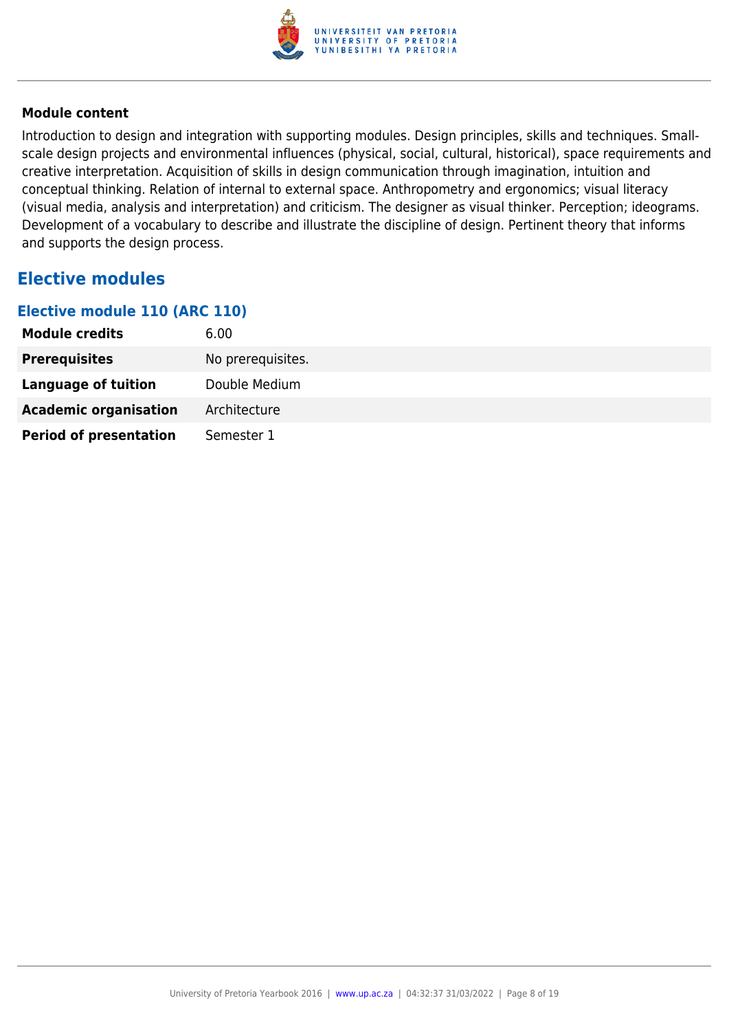**Module content**

Introduction to design and integration with supporting modules. Design principles, skills and techniques. Small-scale design projects and environmental influences (physical, social, cultural, historical), space requirements and creative interpretation. Acquisition of skills in design communication through imagination, intuition and conceptual thinking. Relation of internal to external space. Anthropometry and ergonomics; visual literacy (visual media, analysis and interpretation) and criticism. The designer as visual thinker. Perception; ideograms. Development of a vocabulary to describe and illustrate the discipline of design. Pertinent theory that informs and supports the design process.

## Elective modules

### Elective module 110 (ARC 110)

| | |
|---|---|
| **Module credits** | 6.00 |
| **Prerequisites** | No prerequisites. |
| **Language of tuition** | Double Medium |
| **Academic organisation** | Architecture |
| **Period of presentation** | Semester 1 |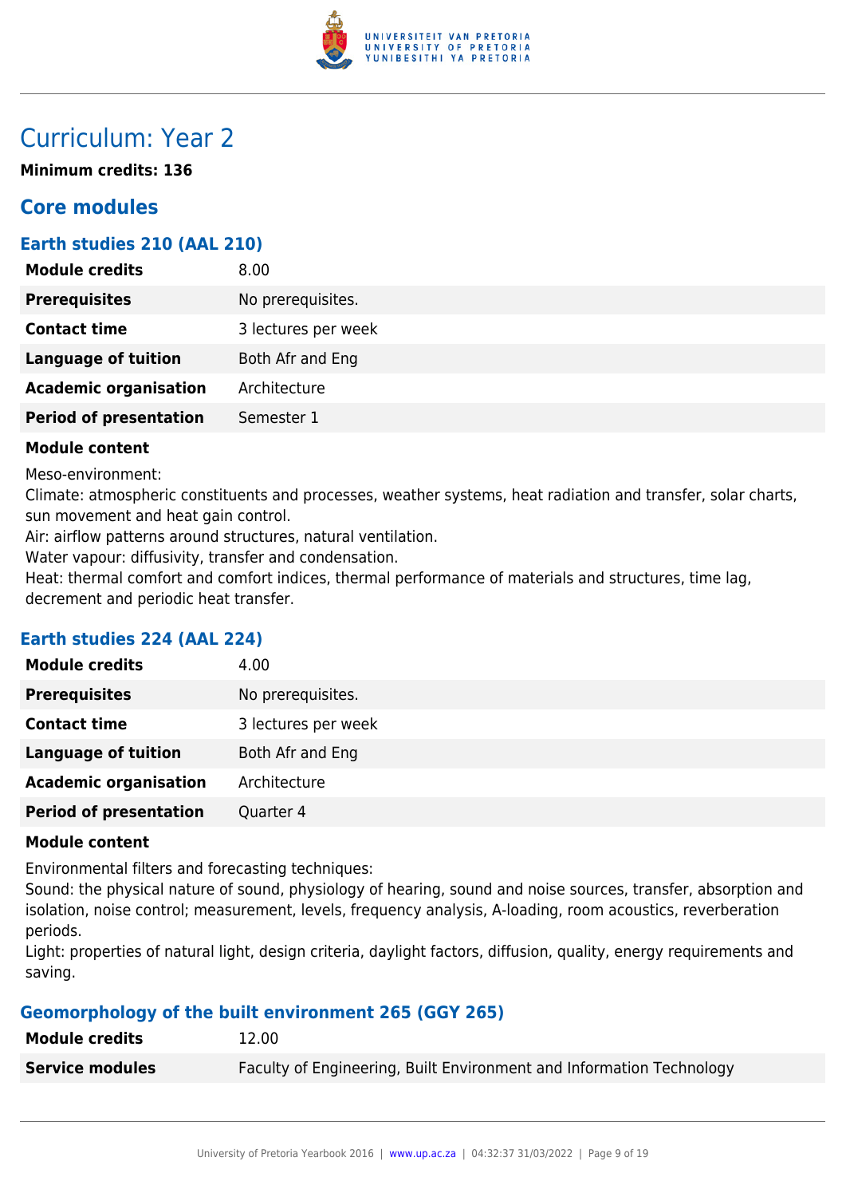# Curriculum: Year 2

**Minimum credits: 136**

## Core modules

### Earth studies 210 (AAL 210)

| | |
|---|---|
| **Module credits** | 8.00 |
| **Prerequisites** | No prerequisites. |
| **Contact time** | 3 lectures per week |
| **Language of tuition** | Both Afr and Eng |
| **Academic organisation** | Architecture |
| **Period of presentation** | Semester 1 |

**Module content**

Meso-environment:
Climate: atmospheric constituents and processes, weather systems, heat radiation and transfer, solar charts, sun movement and heat gain control.
Air: airflow patterns around structures, natural ventilation.
Water vapour: diffusivity, transfer and condensation.
Heat: thermal comfort and comfort indices, thermal performance of materials and structures, time lag, decrement and periodic heat transfer.

### Earth studies 224 (AAL 224)

| | |
|---|---|
| **Module credits** | 4.00 |
| **Prerequisites** | No prerequisites. |
| **Contact time** | 3 lectures per week |
| **Language of tuition** | Both Afr and Eng |
| **Academic organisation** | Architecture |
| **Period of presentation** | Quarter 4 |

**Module content**

Environmental filters and forecasting techniques:
Sound: the physical nature of sound, physiology of hearing, sound and noise sources, transfer, absorption and isolation, noise control; measurement, levels, frequency analysis, A-loading, room acoustics, reverberation periods.
Light: properties of natural light, design criteria, daylight factors, diffusion, quality, energy requirements and saving.

### Geomorphology of the built environment 265 (GGY 265)

| | |
|---|---|
| **Module credits** | 12.00 |
| **Service modules** | Faculty of Engineering, Built Environment and Information Technology |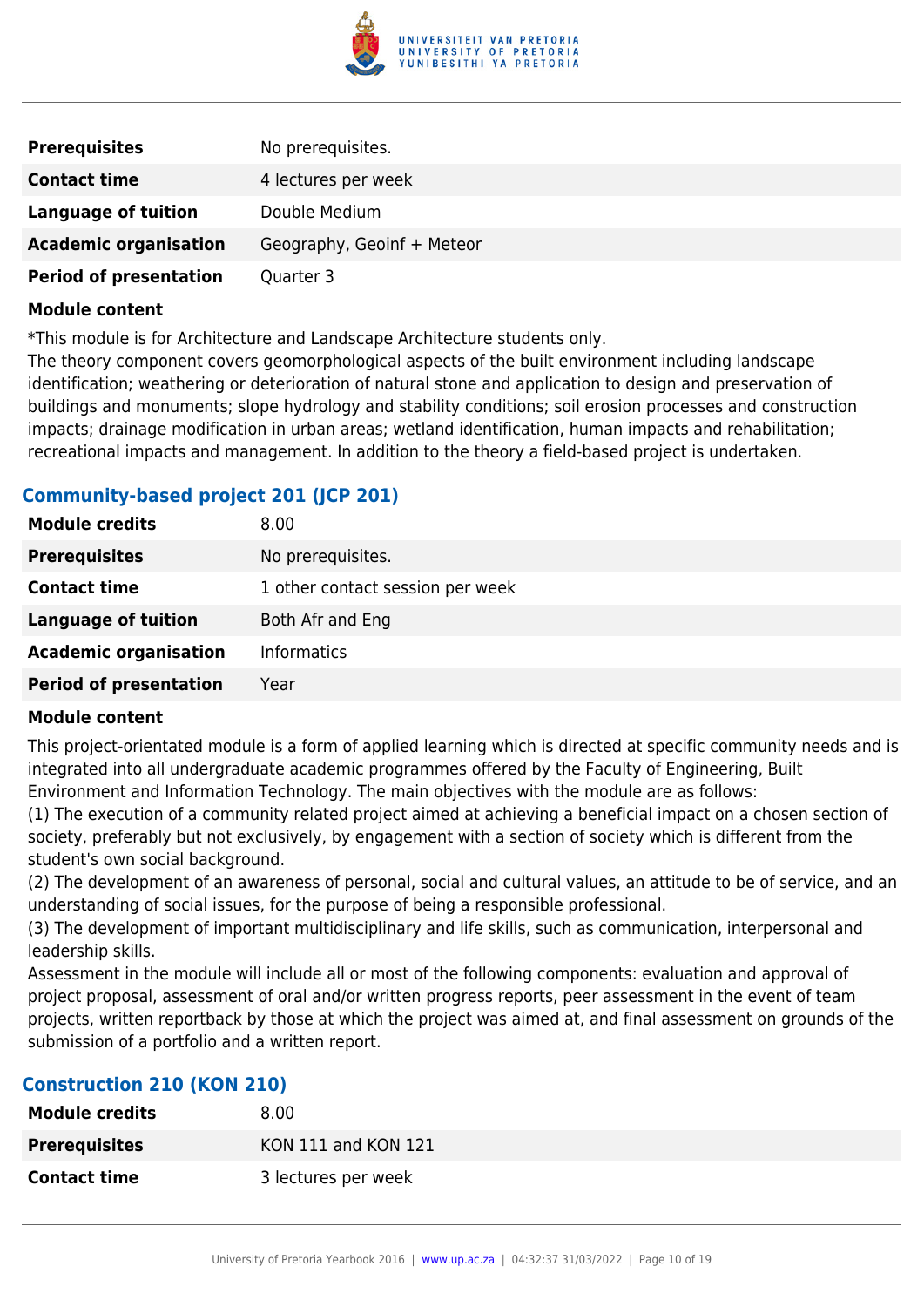| | |
|---|---|
| **Prerequisites** | No prerequisites. |
| **Contact time** | 4 lectures per week |
| **Language of tuition** | Double Medium |
| **Academic organisation** | Geography, Geoinf + Meteor |
| **Period of presentation** | Quarter 3 |

**Module content**

*This module is for Architecture and Landscape Architecture students only.
The theory component covers geomorphological aspects of the built environment including landscape identification; weathering or deterioration of natural stone and application to design and preservation of buildings and monuments; slope hydrology and stability conditions; soil erosion processes and construction impacts; drainage modification in urban areas; wetland identification, human impacts and rehabilitation; recreational impacts and management. In addition to the theory a field-based project is undertaken.

### Community-based project 201 (JCP 201)

| | |
|---|---|
| **Module credits** | 8.00 |
| **Prerequisites** | No prerequisites. |
| **Contact time** | 1 other contact session per week |
| **Language of tuition** | Both Afr and Eng |
| **Academic organisation** | Informatics |
| **Period of presentation** | Year |

**Module content**

This project-orientated module is a form of applied learning which is directed at specific community needs and is integrated into all undergraduate academic programmes offered by the Faculty of Engineering, Built Environment and Information Technology. The main objectives with the module are as follows:
(1) The execution of a community related project aimed at achieving a beneficial impact on a chosen section of society, preferably but not exclusively, by engagement with a section of society which is different from the student's own social background.
(2) The development of an awareness of personal, social and cultural values, an attitude to be of service, and an understanding of social issues, for the purpose of being a responsible professional.
(3) The development of important multidisciplinary and life skills, such as communication, interpersonal and leadership skills.
Assessment in the module will include all or most of the following components: evaluation and approval of project proposal, assessment of oral and/or written progress reports, peer assessment in the event of team projects, written reportback by those at which the project was aimed at, and final assessment on grounds of the submission of a portfolio and a written report.

### Construction 210 (KON 210)

| | |
|---|---|
| **Module credits** | 8.00 |
| **Prerequisites** | KON 111 and KON 121 |
| **Contact time** | 3 lectures per week |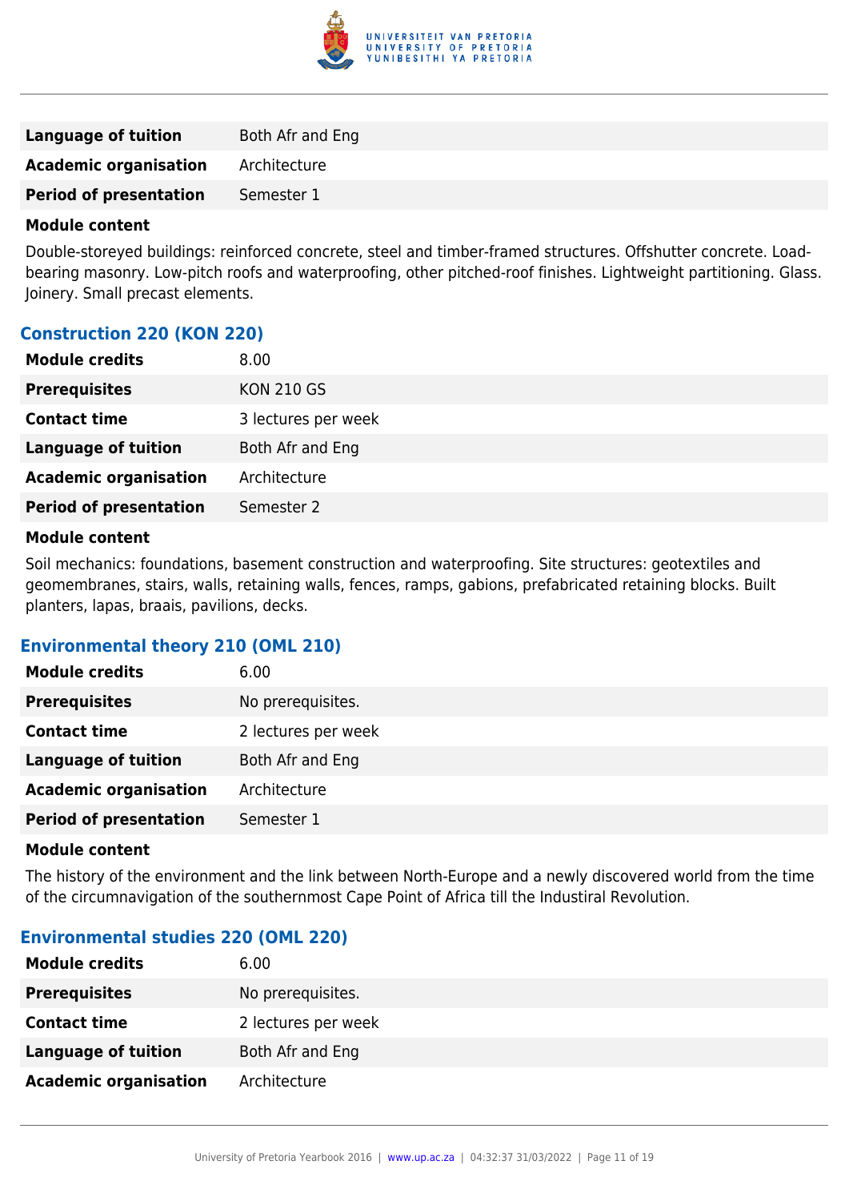| | |
|---|---|
| **Language of tuition** | Both Afr and Eng |
| **Academic organisation** | Architecture |
| **Period of presentation** | Semester 1 |

**Module content**

Double-storeyed buildings: reinforced concrete, steel and timber-framed structures. Offshutter concrete. Load-bearing masonry. Low-pitch roofs and waterproofing, other pitched-roof finishes. Lightweight partitioning. Glass. Joinery. Small precast elements.

### Construction 220 (KON 220)

| | |
|---|---|
| **Module credits** | 8.00 |
| **Prerequisites** | KON 210 GS |
| **Contact time** | 3 lectures per week |
| **Language of tuition** | Both Afr and Eng |
| **Academic organisation** | Architecture |
| **Period of presentation** | Semester 2 |

**Module content**

Soil mechanics: foundations, basement construction and waterproofing. Site structures: geotextiles and geomembranes, stairs, walls, retaining walls, fences, ramps, gabions, prefabricated retaining blocks. Built planters, lapas, braais, pavilions, decks.

### Environmental theory 210 (OML 210)

| | |
|---|---|
| **Module credits** | 6.00 |
| **Prerequisites** | No prerequisites. |
| **Contact time** | 2 lectures per week |
| **Language of tuition** | Both Afr and Eng |
| **Academic organisation** | Architecture |
| **Period of presentation** | Semester 1 |

**Module content**

The history of the environment and the link between North-Europe and a newly discovered world from the time of the circumnavigation of the southernmost Cape Point of Africa till the Industiral Revolution.

### Environmental studies 220 (OML 220)

| | |
|---|---|
| **Module credits** | 6.00 |
| **Prerequisites** | No prerequisites. |
| **Contact time** | 2 lectures per week |
| **Language of tuition** | Both Afr and Eng |
| **Academic organisation** | Architecture |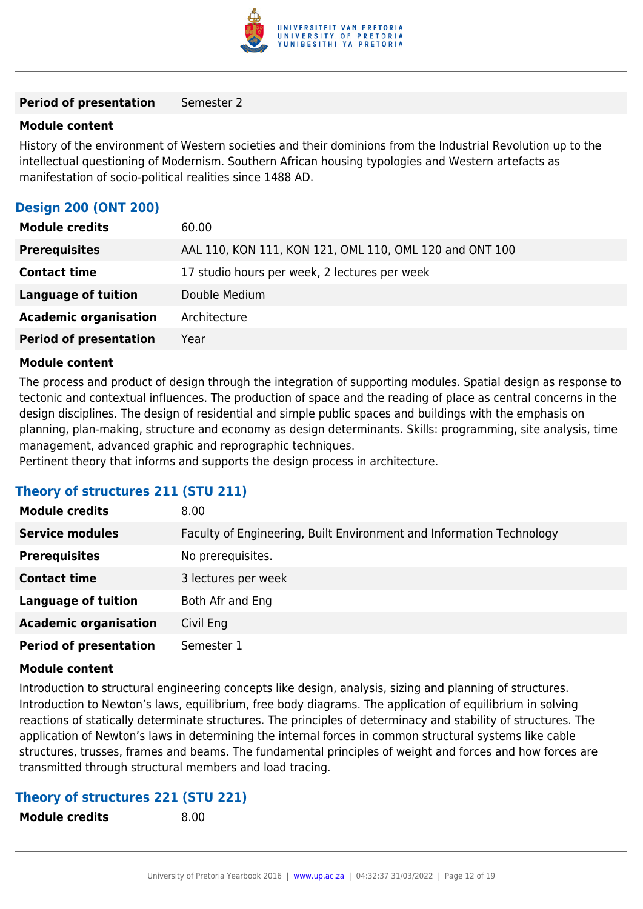| | |
|---|---|
| **Period of presentation** | Semester 2 |

**Module content**

History of the environment of Western societies and their dominions from the Industrial Revolution up to the intellectual questioning of Modernism. Southern African housing typologies and Western artefacts as manifestation of socio-political realities since 1488 AD.

### Design 200 (ONT 200)

| | |
|---|---|
| **Module credits** | 60.00 |
| **Prerequisites** | AAL 110, KON 111, KON 121, OML 110, OML 120 and ONT 100 |
| **Contact time** | 17 studio hours per week, 2 lectures per week |
| **Language of tuition** | Double Medium |
| **Academic organisation** | Architecture |
| **Period of presentation** | Year |

**Module content**

The process and product of design through the integration of supporting modules. Spatial design as response to tectonic and contextual influences. The production of space and the reading of place as central concerns in the design disciplines. The design of residential and simple public spaces and buildings with the emphasis on planning, plan-making, structure and economy as design determinants. Skills: programming, site analysis, time management, advanced graphic and reprographic techniques.
Pertinent theory that informs and supports the design process in architecture.

### Theory of structures 211 (STU 211)

| | |
|---|---|
| **Module credits** | 8.00 |
| **Service modules** | Faculty of Engineering, Built Environment and Information Technology |
| **Prerequisites** | No prerequisites. |
| **Contact time** | 3 lectures per week |
| **Language of tuition** | Both Afr and Eng |
| **Academic organisation** | Civil Eng |
| **Period of presentation** | Semester 1 |

**Module content**

Introduction to structural engineering concepts like design, analysis, sizing and planning of structures. Introduction to Newton's laws, equilibrium, free body diagrams. The application of equilibrium in solving reactions of statically determinate structures. The principles of determinacy and stability of structures. The application of Newton's laws in determining the internal forces in common structural systems like cable structures, trusses, frames and beams. The fundamental principles of weight and forces and how forces are transmitted through structural members and load tracing.

### Theory of structures 221 (STU 221)

| | |
|---|---|
| **Module credits** | 8.00 |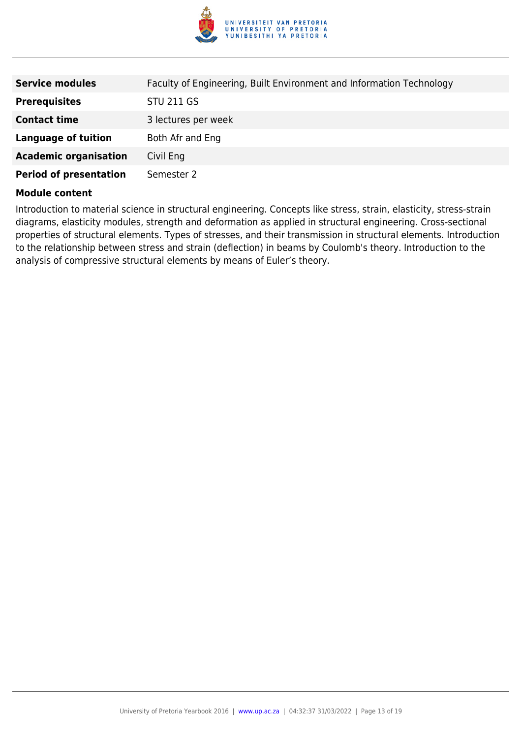| | |
|---|---|
| **Service modules** | Faculty of Engineering, Built Environment and Information Technology |
| **Prerequisites** | STU 211 GS |
| **Contact time** | 3 lectures per week |
| **Language of tuition** | Both Afr and Eng |
| **Academic organisation** | Civil Eng |
| **Period of presentation** | Semester 2 |

**Module content**

Introduction to material science in structural engineering. Concepts like stress, strain, elasticity, stress-strain diagrams, elasticity modules, strength and deformation as applied in structural engineering. Cross-sectional properties of structural elements. Types of stresses, and their transmission in structural elements. Introduction to the relationship between stress and strain (deflection) in beams by Coulomb's theory. Introduction to the analysis of compressive structural elements by means of Euler's theory.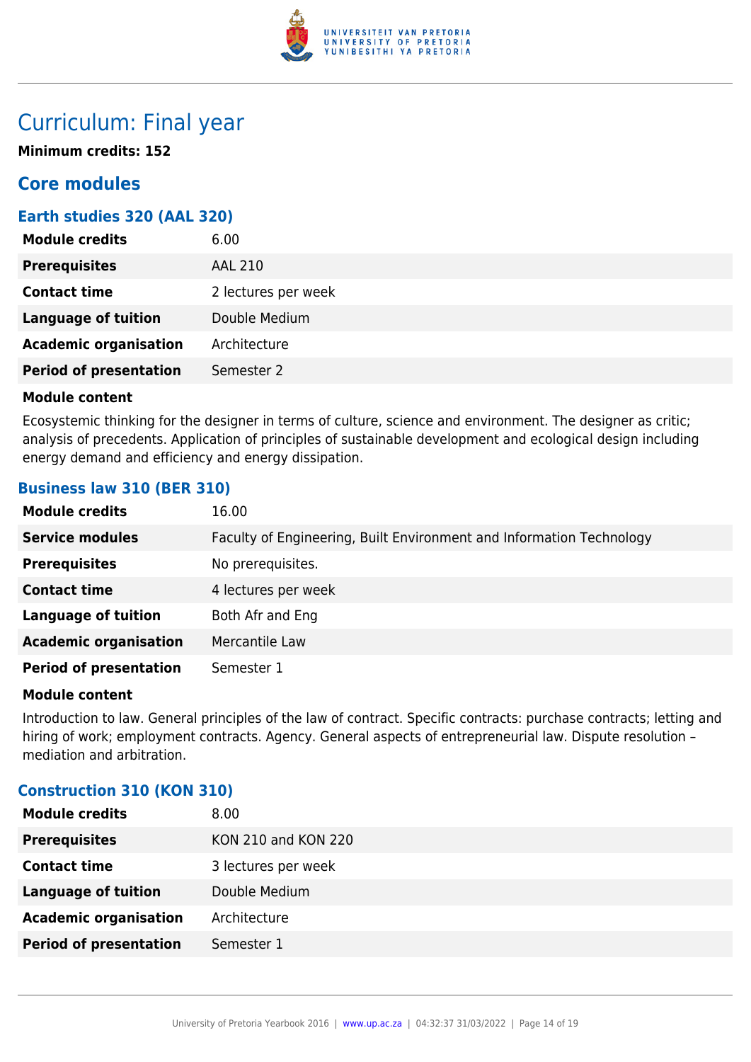# Curriculum: Final year

**Minimum credits: 152**

## Core modules

### Earth studies 320 (AAL 320)

| | |
|---|---|
| **Module credits** | 6.00 |
| **Prerequisites** | AAL 210 |
| **Contact time** | 2 lectures per week |
| **Language of tuition** | Double Medium |
| **Academic organisation** | Architecture |
| **Period of presentation** | Semester 2 |

**Module content**

Ecosystemic thinking for the designer in terms of culture, science and environment. The designer as critic; analysis of precedents. Application of principles of sustainable development and ecological design including energy demand and efficiency and energy dissipation.

### Business law 310 (BER 310)

| | |
|---|---|
| **Module credits** | 16.00 |
| **Service modules** | Faculty of Engineering, Built Environment and Information Technology |
| **Prerequisites** | No prerequisites. |
| **Contact time** | 4 lectures per week |
| **Language of tuition** | Both Afr and Eng |
| **Academic organisation** | Mercantile Law |
| **Period of presentation** | Semester 1 |

**Module content**

Introduction to law. General principles of the law of contract. Specific contracts: purchase contracts; letting and hiring of work; employment contracts. Agency. General aspects of entrepreneurial law. Dispute resolution – mediation and arbitration.

### Construction 310 (KON 310)

| | |
|---|---|
| **Module credits** | 8.00 |
| **Prerequisites** | KON 210 and KON 220 |
| **Contact time** | 3 lectures per week |
| **Language of tuition** | Double Medium |
| **Academic organisation** | Architecture |
| **Period of presentation** | Semester 1 |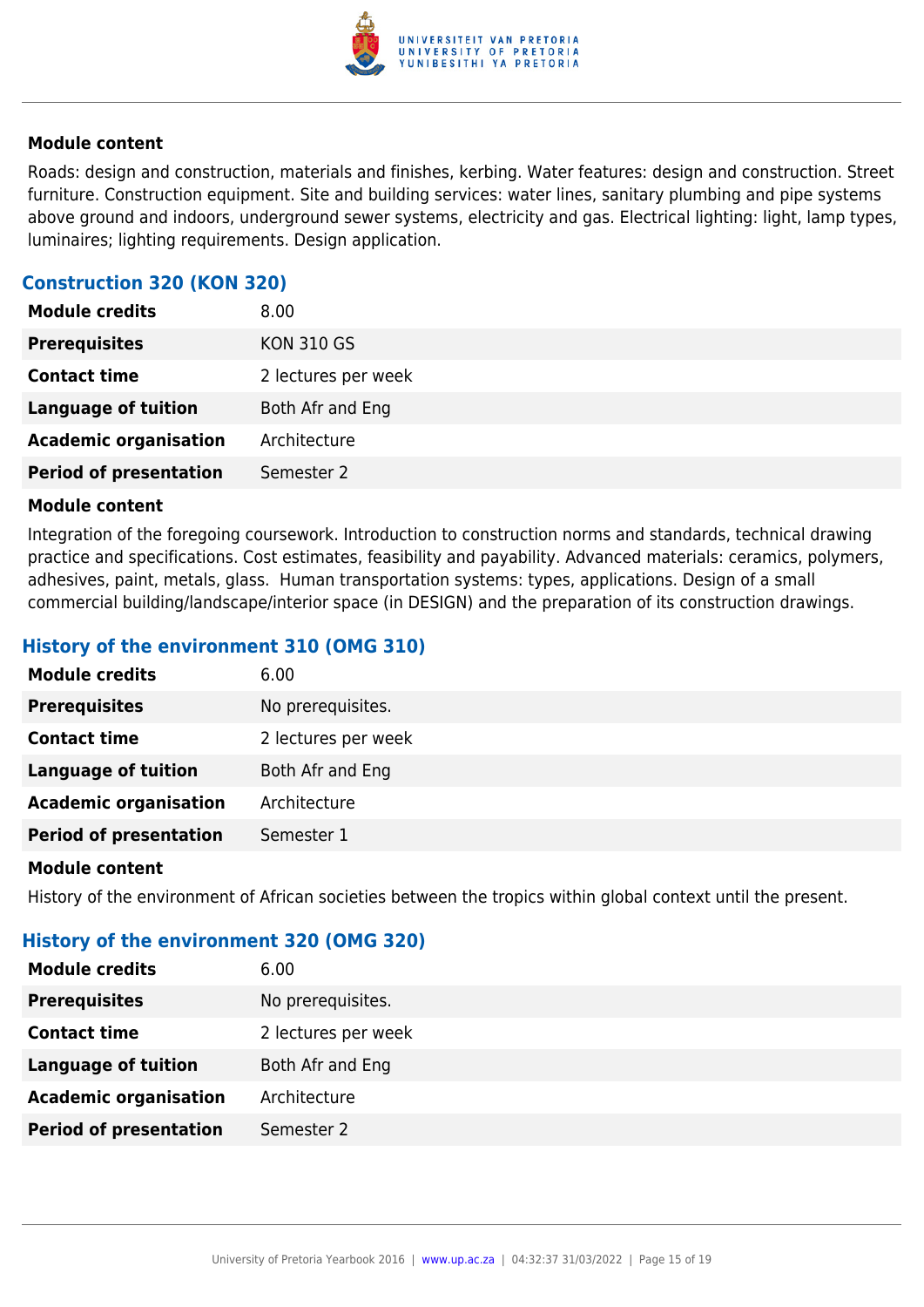#### Module content

Roads: design and construction, materials and finishes, kerbing. Water features: design and construction. Street furniture. Construction equipment. Site and building services: water lines, sanitary plumbing and pipe systems above ground and indoors, underground sewer systems, electricity and gas. Electrical lighting: light, lamp types, luminaires; lighting requirements. Design application.

### Construction 320 (KON 320)

| | |
|---|---|
| **Module credits** | 8.00 |
| **Prerequisites** | KON 310 GS |
| **Contact time** | 2 lectures per week |
| **Language of tuition** | Both Afr and Eng |
| **Academic organisation** | Architecture |
| **Period of presentation** | Semester 2 |

#### Module content

Integration of the foregoing coursework. Introduction to construction norms and standards, technical drawing practice and specifications. Cost estimates, feasibility and payability. Advanced materials: ceramics, polymers, adhesives, paint, metals, glass. Human transportation systems: types, applications. Design of a small commercial building/landscape/interior space (in DESIGN) and the preparation of its construction drawings.

### History of the environment 310 (OMG 310)

| | |
|---|---|
| **Module credits** | 6.00 |
| **Prerequisites** | No prerequisites. |
| **Contact time** | 2 lectures per week |
| **Language of tuition** | Both Afr and Eng |
| **Academic organisation** | Architecture |
| **Period of presentation** | Semester 1 |

#### Module content

History of the environment of African societies between the tropics within global context until the present.

### History of the environment 320 (OMG 320)

| | |
|---|---|
| **Module credits** | 6.00 |
| **Prerequisites** | No prerequisites. |
| **Contact time** | 2 lectures per week |
| **Language of tuition** | Both Afr and Eng |
| **Academic organisation** | Architecture |
| **Period of presentation** | Semester 2 |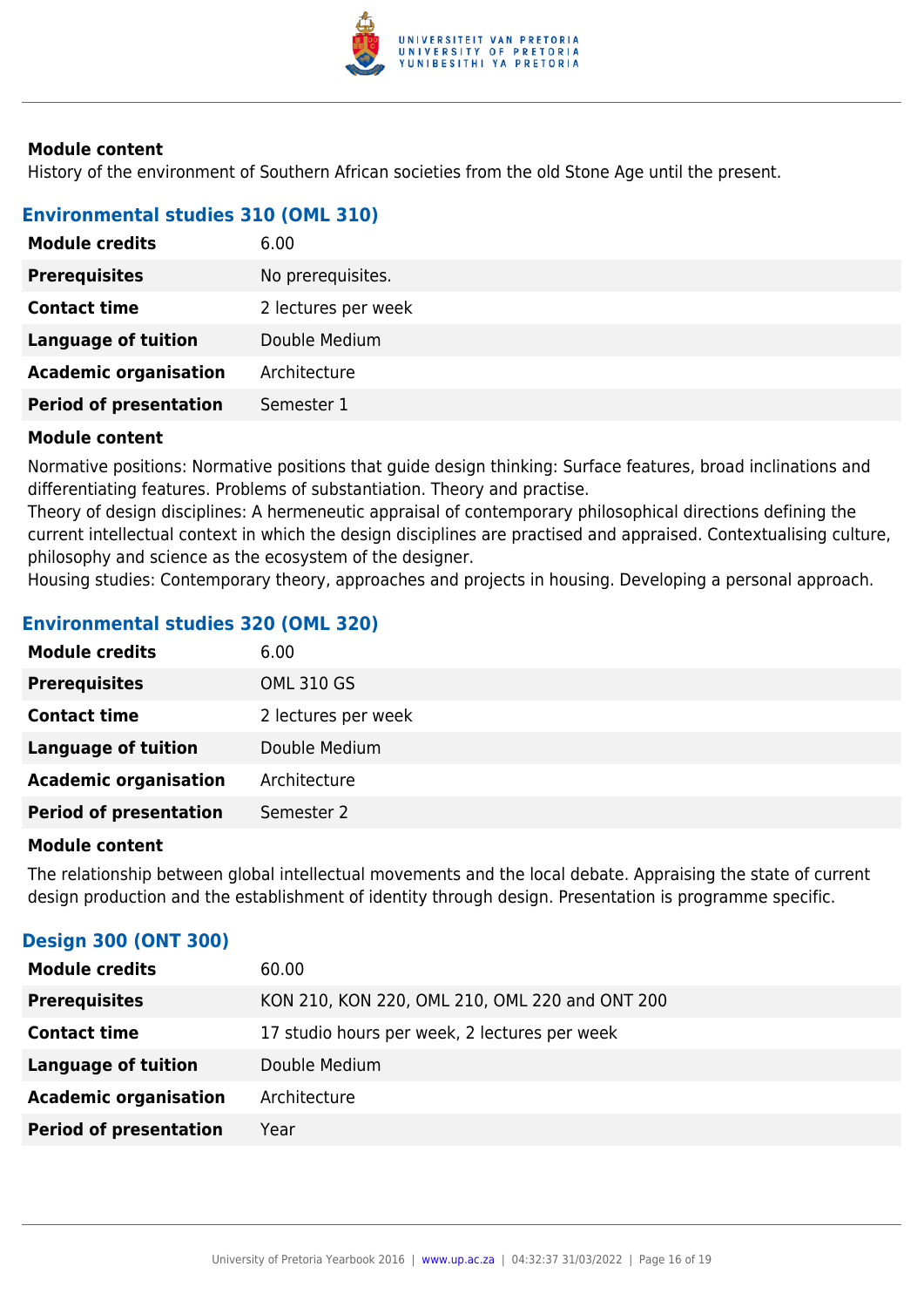**Module content**

History of the environment of Southern African societies from the old Stone Age until the present.

### Environmental studies 310 (OML 310)

| | |
|---|---|
| **Module credits** | 6.00 |
| **Prerequisites** | No prerequisites. |
| **Contact time** | 2 lectures per week |
| **Language of tuition** | Double Medium |
| **Academic organisation** | Architecture |
| **Period of presentation** | Semester 1 |

**Module content**

Normative positions: Normative positions that guide design thinking: Surface features, broad inclinations and differentiating features. Problems of substantiation. Theory and practise.

Theory of design disciplines: A hermeneutic appraisal of contemporary philosophical directions defining the current intellectual context in which the design disciplines are practised and appraised. Contextualising culture, philosophy and science as the ecosystem of the designer.

Housing studies: Contemporary theory, approaches and projects in housing. Developing a personal approach.

### Environmental studies 320 (OML 320)

| | |
|---|---|
| **Module credits** | 6.00 |
| **Prerequisites** | OML 310 GS |
| **Contact time** | 2 lectures per week |
| **Language of tuition** | Double Medium |
| **Academic organisation** | Architecture |
| **Period of presentation** | Semester 2 |

**Module content**

The relationship between global intellectual movements and the local debate. Appraising the state of current design production and the establishment of identity through design. Presentation is programme specific.

### Design 300 (ONT 300)

| | |
|---|---|
| **Module credits** | 60.00 |
| **Prerequisites** | KON 210, KON 220, OML 210, OML 220 and ONT 200 |
| **Contact time** | 17 studio hours per week, 2 lectures per week |
| **Language of tuition** | Double Medium |
| **Academic organisation** | Architecture |
| **Period of presentation** | Year |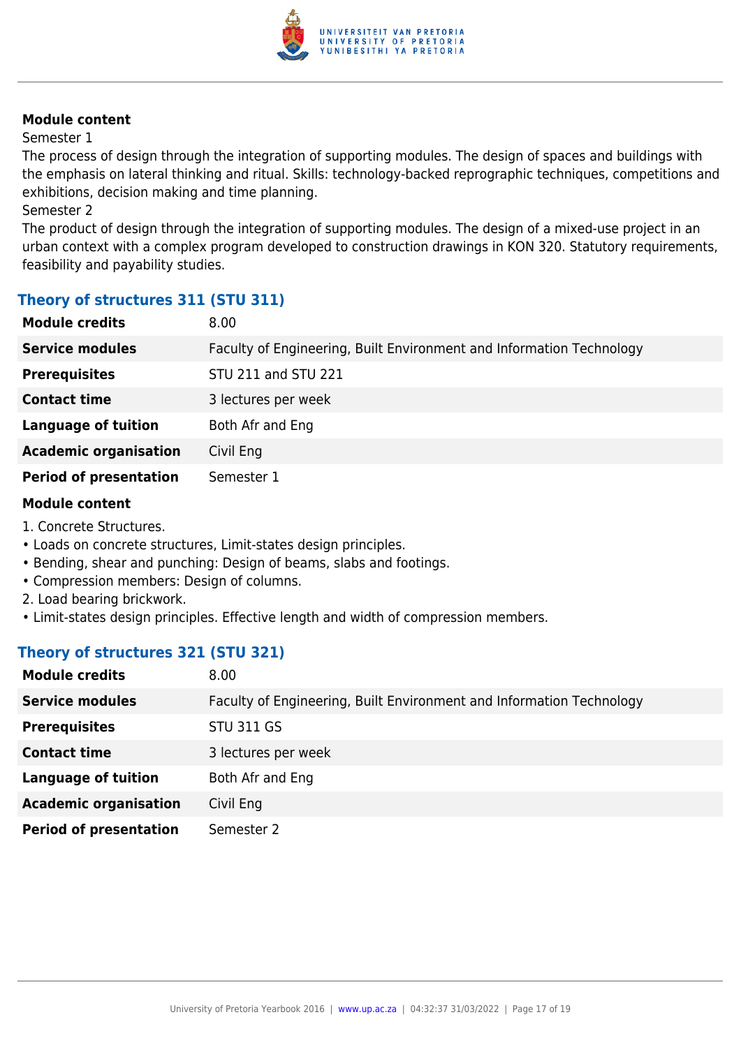**Module content**

Semester 1

The process of design through the integration of supporting modules. The design of spaces and buildings with the emphasis on lateral thinking and ritual. Skills: technology-backed reprographic techniques, competitions and exhibitions, decision making and time planning.

Semester 2

The product of design through the integration of supporting modules. The design of a mixed-use project in an urban context with a complex program developed to construction drawings in KON 320. Statutory requirements, feasibility and payability studies.

## Theory of structures 311 (STU 311)

| | |
|---|---|
| **Module credits** | 8.00 |
| **Service modules** | Faculty of Engineering, Built Environment and Information Technology |
| **Prerequisites** | STU 211 and STU 221 |
| **Contact time** | 3 lectures per week |
| **Language of tuition** | Both Afr and Eng |
| **Academic organisation** | Civil Eng |
| **Period of presentation** | Semester 1 |

**Module content**

1. Concrete Structures.
- Loads on concrete structures, Limit-states design principles.
- Bending, shear and punching: Design of beams, slabs and footings.
- Compression members: Design of columns.

2. Load bearing brickwork.
- Limit-states design principles. Effective length and width of compression members.

## Theory of structures 321 (STU 321)

| | |
|---|---|
| **Module credits** | 8.00 |
| **Service modules** | Faculty of Engineering, Built Environment and Information Technology |
| **Prerequisites** | STU 311 GS |
| **Contact time** | 3 lectures per week |
| **Language of tuition** | Both Afr and Eng |
| **Academic organisation** | Civil Eng |
| **Period of presentation** | Semester 2 |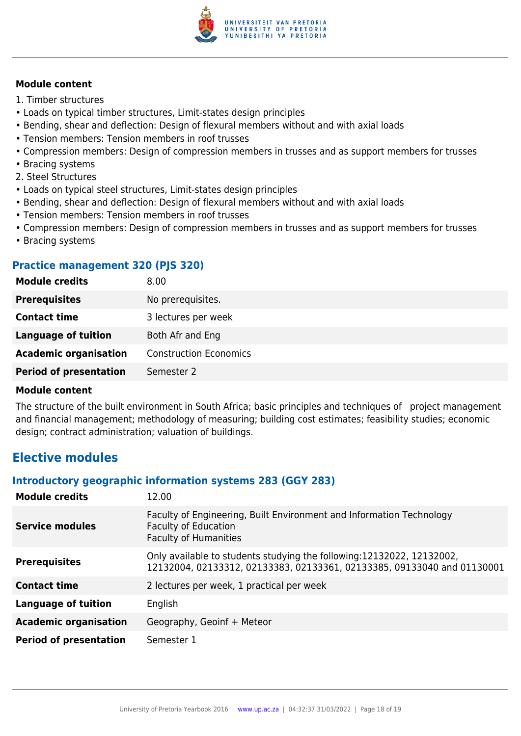**Module content**

1. Timber structures
- Loads on typical timber structures, Limit-states design principles
- Bending, shear and deflection: Design of flexural members without and with axial loads
- Tension members: Tension members in roof trusses
- Compression members: Design of compression members in trusses and as support members for trusses
- Bracing systems

2. Steel Structures
- Loads on typical steel structures, Limit-states design principles
- Bending, shear and deflection: Design of flexural members without and with axial loads
- Tension members: Tension members in roof trusses
- Compression members: Design of compression members in trusses and as support members for trusses
- Bracing systems

### Practice management 320 (PJS 320)

| | |
|---|---|
| **Module credits** | 8.00 |
| **Prerequisites** | No prerequisites. |
| **Contact time** | 3 lectures per week |
| **Language of tuition** | Both Afr and Eng |
| **Academic organisation** | Construction Economics |
| **Period of presentation** | Semester 2 |

**Module content**

The structure of the built environment in South Africa; basic principles and techniques of project management and financial management; methodology of measuring; building cost estimates; feasibility studies; economic design; contract administration; valuation of buildings.

## Elective modules

### Introductory geographic information systems 283 (GGY 283)

| | |
|---|---|
| **Module credits** | 12.00 |
| **Service modules** | Faculty of Engineering, Built Environment and Information Technology<br>Faculty of Education<br>Faculty of Humanities |
| **Prerequisites** | Only available to students studying the following:12132022, 12132002, 12132004, 02133312, 02133383, 02133361, 02133385, 09133040 and 01130001 |
| **Contact time** | 2 lectures per week, 1 practical per week |
| **Language of tuition** | English |
| **Academic organisation** | Geography, Geoinf + Meteor |
| **Period of presentation** | Semester 1 |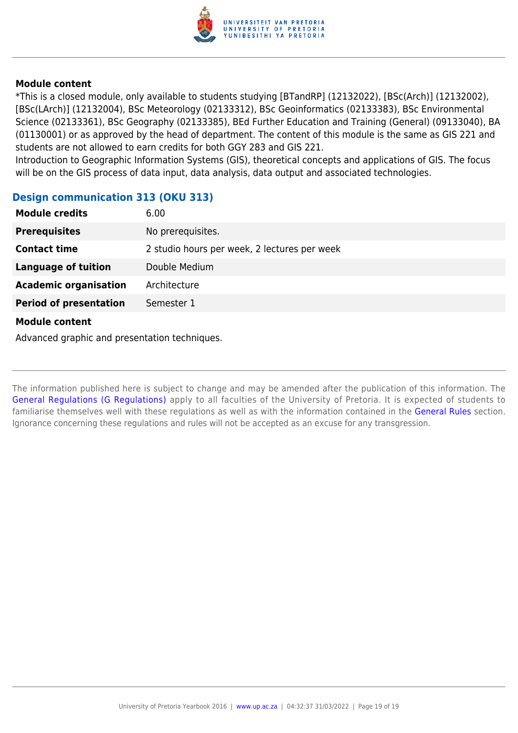**Module content**

*This is a closed module, only available to students studying [BTandRP] (12132022), [BSc(Arch)] (12132002), [BSc(LArch)] (12132004), BSc Meteorology (02133312), BSc Geoinformatics (02133383), BSc Environmental Science (02133361), BSc Geography (02133385), BEd Further Education and Training (General) (09133040), BA (01130001) or as approved by the head of department. The content of this module is the same as GIS 221 and students are not allowed to earn credits for both GGY 283 and GIS 221.
Introduction to Geographic Information Systems (GIS), theoretical concepts and applications of GIS. The focus will be on the GIS process of data input, data analysis, data output and associated technologies.

### Design communication 313 (OKU 313)

| | |
|---|---|
| **Module credits** | 6.00 |
| **Prerequisites** | No prerequisites. |
| **Contact time** | 2 studio hours per week, 2 lectures per week |
| **Language of tuition** | Double Medium |
| **Academic organisation** | Architecture |
| **Period of presentation** | Semester 1 |

**Module content**

Advanced graphic and presentation techniques.

The information published here is subject to change and may be amended after the publication of this information. The General Regulations (G Regulations) apply to all faculties of the University of Pretoria. It is expected of students to familiarise themselves well with these regulations as well as with the information contained in the General Rules section. Ignorance concerning these regulations and rules will not be accepted as an excuse for any transgression.